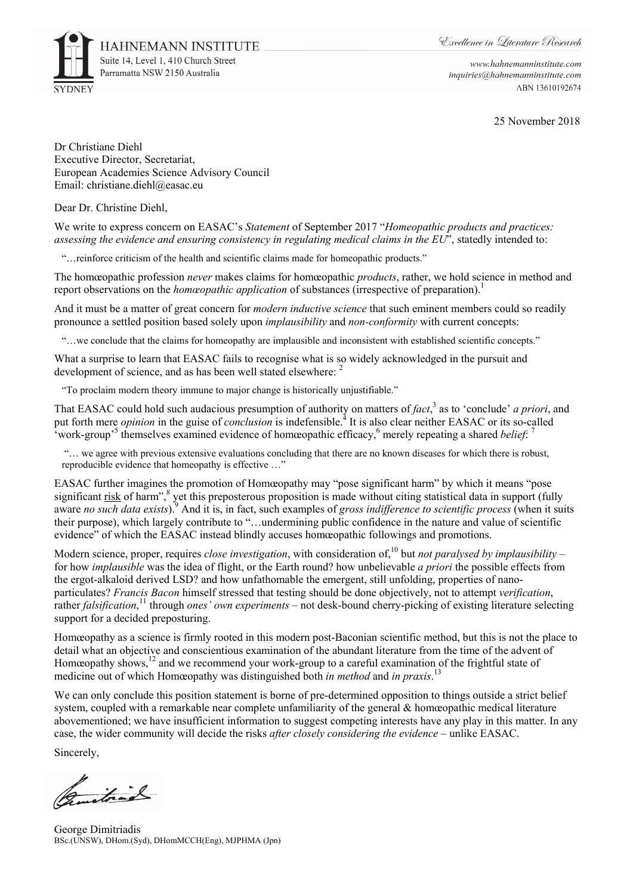HAHNEMANN INSTITUTE
Suite 14, Level 1, 410 Church Street
Parramatta NSW 2150 Australia

SYDNEY

*Excellence in Literature Research*

*www.hahnemanninstitute.com*
*inquiries@hahnemanninstitute.com*
ABN 13610192674

25 November 2018

Dr Christiane Diehl
Executive Director, Secretariat,
European Academies Science Advisory Council
Email: christiane.diehl@easac.eu

Dear Dr. Christine Diehl,

We write to express concern on EASAC's *Statement* of September 2017 "*Homeopathic products and practices: assessing the evidence and ensuring consistency in regulating medical claims in the EU*", statedly intended to:

> "…reinforce criticism of the health and scientific claims made for homeopathic products."

The homœopathic profession *never* makes claims for homœopathic *products*, rather, we hold science in method and report observations on the *homœopathic application* of substances (irrespective of preparation).[1]

And it must be a matter of great concern for *modern inductive science* that such eminent members could so readily pronounce a settled position based solely upon *implausibility* and *non-conformity* with current concepts:

> "…we conclude that the claims for homeopathy are implausible and inconsistent with established scientific concepts."

What a surprise to learn that EASAC fails to recognise what is so widely acknowledged in the pursuit and development of science, and as has been well stated elsewhere: [2]

> "To proclaim modern theory immune to major change is historically unjustifiable."

That EASAC could hold such audacious presumption of authority on matters of *fact*,[3] as to 'conclude' *a priori*, and put forth mere *opinion* in the guise of *conclusion* is indefensible.[4] It is also clear neither EASAC or its so-called 'work-group'[5] themselves examined evidence of homœopathic efficacy,[6] merely repeating a shared *belief*: [7]

> "… we agree with previous extensive evaluations concluding that there are no known diseases for which there is robust, reproducible evidence that homeopathy is effective …"

EASAC further imagines the promotion of Homœopathy may "pose significant harm" by which it means "pose significant risk of harm",[8] yet this preposterous proposition is made without citing statistical data in support (fully aware *no such data exists*).[9] And it is, in fact, such examples of *gross indifference to scientific process* (when it suits their purpose), which largely contribute to "…undermining public confidence in the nature and value of scientific evidence" of which the EASAC instead blindly accuses homœopathic followings and promotions.

Modern science, proper, requires *close investigation*, with consideration of,[10] but *not paralysed by implausibility* – for how *implausible* was the idea of flight, or the Earth round? how unbelievable *a priori* the possible effects from the ergot-alkaloid derived LSD? and how unfathomable the emergent, still unfolding, properties of nano-particulates? *Francis Bacon* himself stressed that testing should be done objectively, not to attempt *verification*, rather *falsification*,[11] through *ones' own experiments* – not desk-bound cherry-picking of existing literature selecting support for a decided preposturing.

Homœopathy as a science is firmly rooted in this modern post-Baconian scientific method, but this is not the place to detail what an objective and conscientious examination of the abundant literature from the time of the advent of Homœopathy shows,[12] and we recommend your work-group to a careful examination of the frightful state of medicine out of which Homœopathy was distinguished both *in method* and *in praxis*.[13]

We can only conclude this position statement is borne of pre-determined opposition to things outside a strict belief system, coupled with a remarkable near complete unfamiliarity of the general & homœopathic medical literature abovementioned; we have insufficient information to suggest competing interests have any play in this matter. In any case, the wider community will decide the risks *after closely considering the evidence* – unlike EASAC.

Sincerely,

George Dimitriadis
BSc.(UNSW), DHom.(Syd), DHomMCCH(Eng), MJPHMA (Jpn)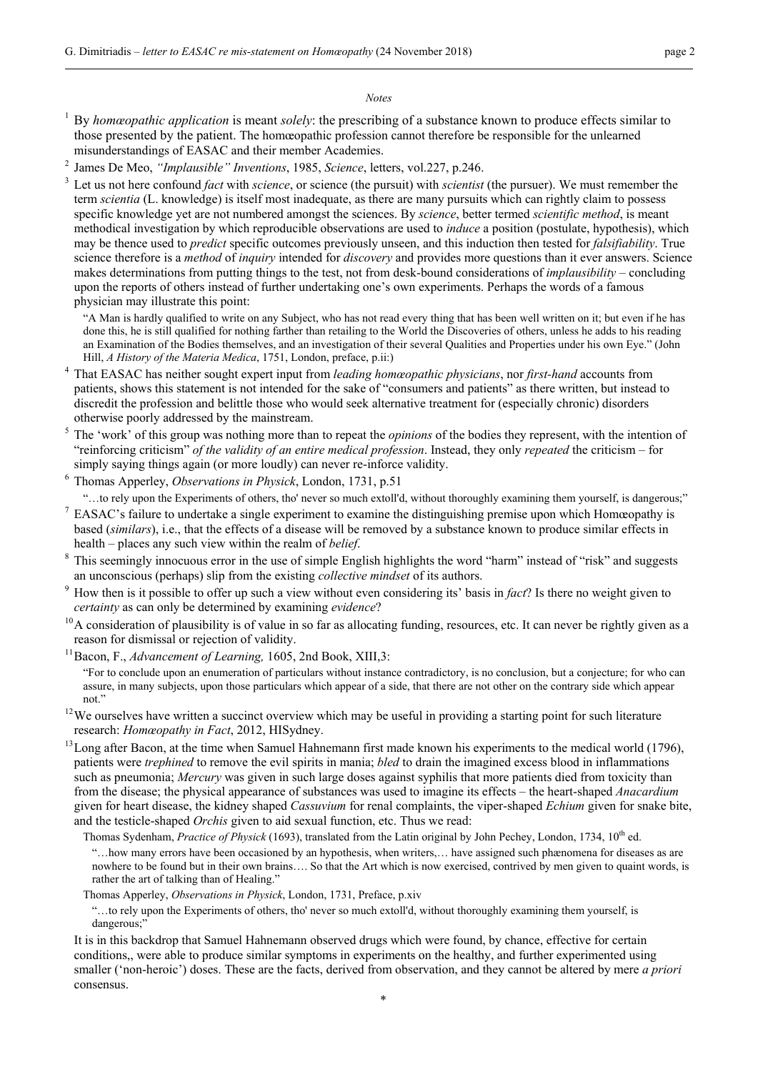*Notes*

[1] By *homœopathic application* is meant *solely*: the prescribing of a substance known to produce effects similar to those presented by the patient. The homœopathic profession cannot therefore be responsible for the unlearned misunderstandings of EASAC and their member Academies.

[2] James De Meo, *"Implausible" Inventions*, 1985, *Science*, letters, vol.227, p.246.

[3] Let us not here confound *fact* with *science*, or science (the pursuit) with *scientist* (the pursuer). We must remember the term *scientia* (L. knowledge) is itself most inadequate, as there are many pursuits which can rightly claim to possess specific knowledge yet are not numbered amongst the sciences. By *science*, better termed *scientific method*, is meant methodical investigation by which reproducible observations are used to *induce* a position (postulate, hypothesis), which may be thence used to *predict* specific outcomes previously unseen, and this induction then tested for *falsifiability*. True science therefore is a *method* of *inquiry* intended for *discovery* and provides more questions than it ever answers. Science makes determinations from putting things to the test, not from desk-bound considerations of *implausibility* – concluding upon the reports of others instead of further undertaking one's own experiments. Perhaps the words of a famous physician may illustrate this point:

> "A Man is hardly qualified to write on any Subject, who has not read every thing that has been well written on it; but even if he has done this, he is still qualified for nothing farther than retailing to the World the Discoveries of others, unless he adds to his reading an Examination of the Bodies themselves, and an investigation of their several Qualities and Properties under his own Eye." (John Hill, *A History of the Materia Medica*, 1751, London, preface, p.ii:)

[4] That EASAC has neither sought expert input from *leading homœopathic physicians*, nor *first-hand* accounts from patients, shows this statement is not intended for the sake of "consumers and patients" as there written, but instead to discredit the profession and belittle those who would seek alternative treatment for (especially chronic) disorders otherwise poorly addressed by the mainstream.

[5] The 'work' of this group was nothing more than to repeat the *opinions* of the bodies they represent, with the intention of "reinforcing criticism" *of the validity of an entire medical profession*. Instead, they only *repeated* the criticism – for simply saying things again (or more loudly) can never re-inforce validity.

[6] Thomas Apperley, *Observations in Physick*, London, 1731, p.51

> "…to rely upon the Experiments of others, tho' never so much extoll'd, without thoroughly examining them yourself, is dangerous;"

[7] EASAC's failure to undertake a single experiment to examine the distinguishing premise upon which Homœopathy is based (*similars*), i.e., that the effects of a disease will be removed by a substance known to produce similar effects in health – places any such view within the realm of *belief*.

[8] This seemingly innocuous error in the use of simple English highlights the word "harm" instead of "risk" and suggests an unconscious (perhaps) slip from the existing *collective mindset* of its authors.

[9] How then is it possible to offer up such a view without even considering its' basis in *fact*? Is there no weight given to *certainty* as can only be determined by examining *evidence*?

[10] A consideration of plausibility is of value in so far as allocating funding, resources, etc. It can never be rightly given as a reason for dismissal or rejection of validity.

[11] Bacon, F., *Advancement of Learning,* 1605, 2nd Book, XIII,3:

> "For to conclude upon an enumeration of particulars without instance contradictory, is no conclusion, but a conjecture; for who can assure, in many subjects, upon those particulars which appear of a side, that there are not other on the contrary side which appear not."

[12] We ourselves have written a succinct overview which may be useful in providing a starting point for such literature research: *Homœopathy in Fact*, 2012, HISydney.

[13] Long after Bacon, at the time when Samuel Hahnemann first made known his experiments to the medical world (1796), patients were *trephined* to remove the evil spirits in mania; *bled* to drain the imagined excess blood in inflammations such as pneumonia; *Mercury* was given in such large doses against syphilis that more patients died from toxicity than from the disease; the physical appearance of substances was used to imagine its effects – the heart-shaped *Anacardium* given for heart disease, the kidney shaped *Cassuvium* for renal complaints, the viper-shaped *Echium* given for snake bite, and the testicle-shaped *Orchis* given to aid sexual function, etc. Thus we read:

Thomas Sydenham, *Practice of Physick* (1693), translated from the Latin original by John Pechey, London, 1734, 10th ed.

> "…how many errors have been occasioned by an hypothesis, when writers,… have assigned such phænomena for diseases as are nowhere to be found but in their own brains…. So that the Art which is now exercised, contrived by men given to quaint words, is rather the art of talking than of Healing."

Thomas Apperley, *Observations in Physick*, London, 1731, Preface, p.xiv

> "…to rely upon the Experiments of others, tho' never so much extoll'd, without thoroughly examining them yourself, is dangerous;"

It is in this backdrop that Samuel Hahnemann observed drugs which were found, by chance, effective for certain conditions,, were able to produce similar symptoms in experiments on the healthy, and further experimented using smaller ('non-heroic') doses. These are the facts, derived from observation, and they cannot be altered by mere *a priori* consensus.

*